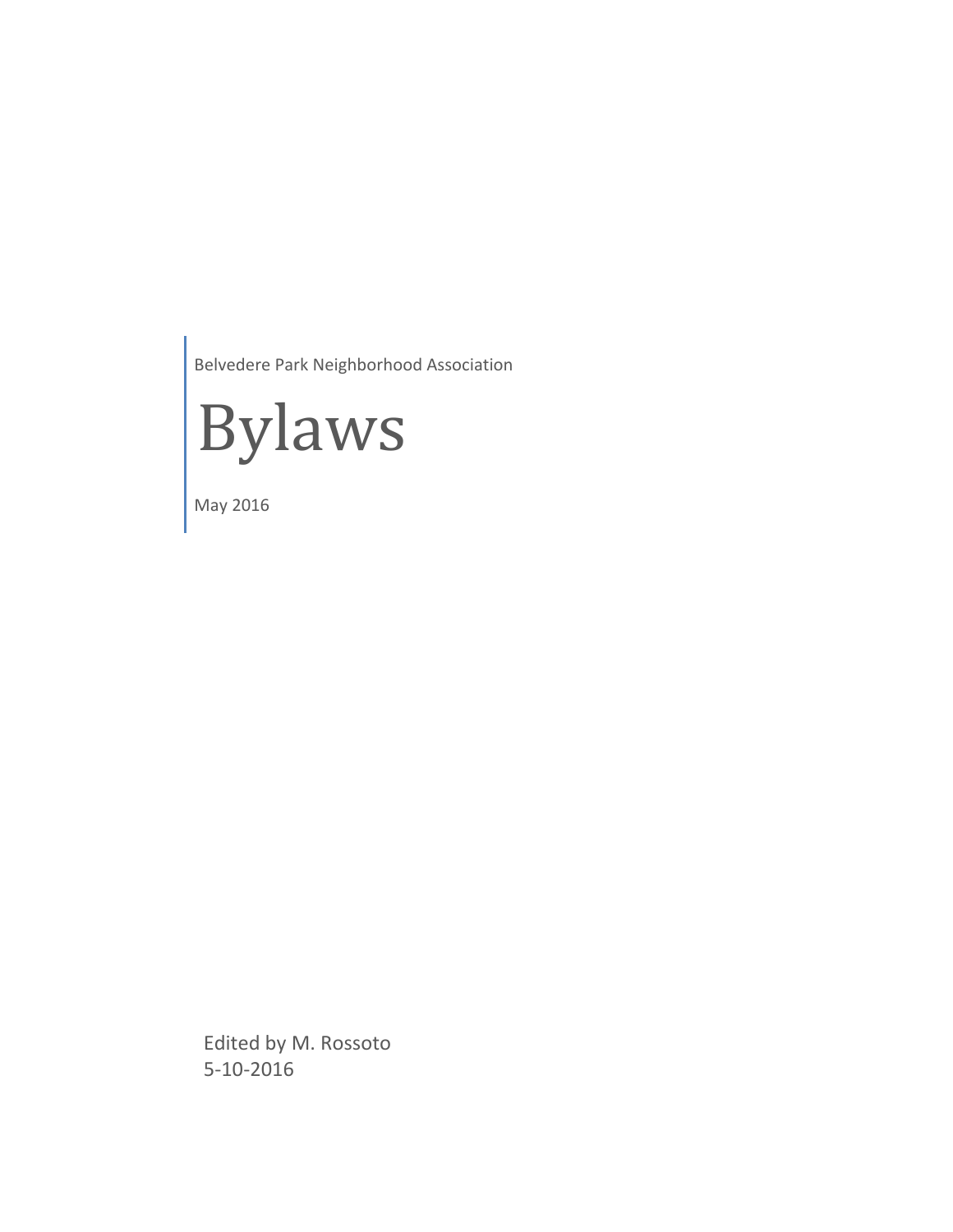Belvedere Park Neighborhood Association

# Bylaws

May 2016

Edited by M. Rossoto
5-10-2016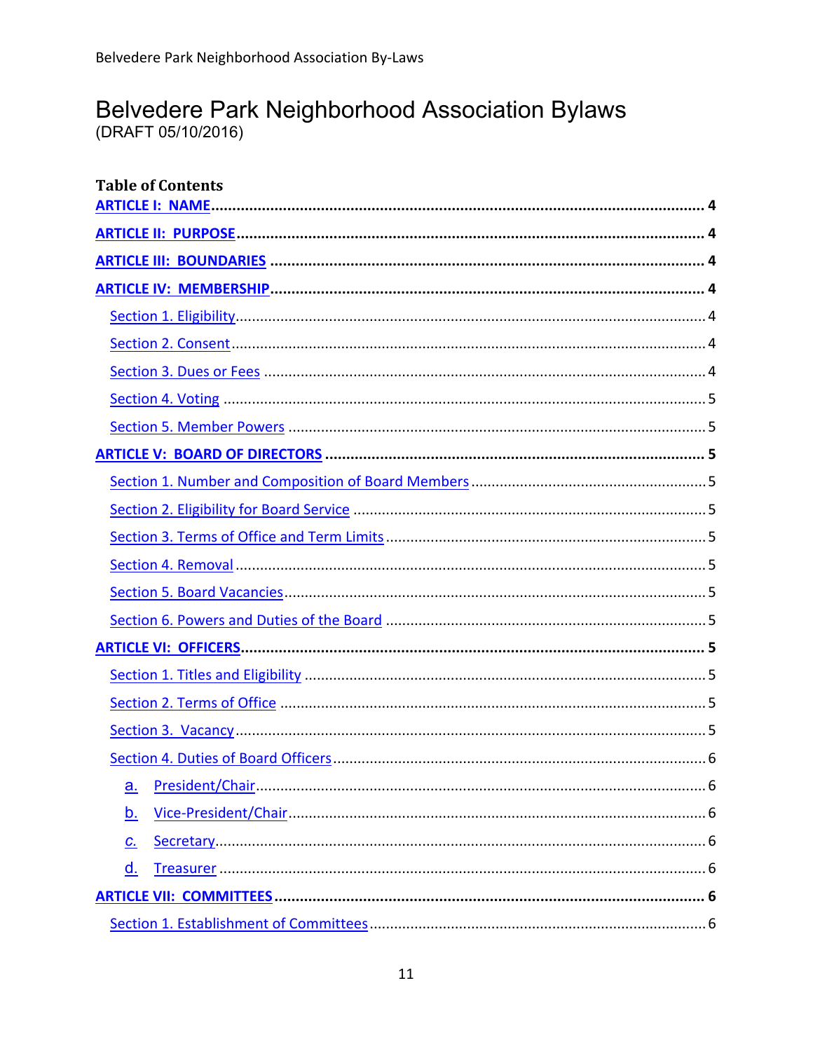# Belvedere Park Neighborhood Association Bylaws

(DRAFT 05/10/2016)

**Table of Contents**

**ARTICLE I: NAME** ........................................ 4

**ARTICLE II: PURPOSE** ........................................ 4

**ARTICLE III: BOUNDARIES** ........................................ 4

**ARTICLE IV: MEMBERSHIP** ........................................ 4

- Section 1. Eligibility ........................................ 4
- Section 2. Consent ........................................ 4
- Section 3. Dues or Fees ........................................ 4
- Section 4. Voting ........................................ 5
- Section 5. Member Powers ........................................ 5

**ARTICLE V: BOARD OF DIRECTORS** ........................................ 5

- Section 1. Number and Composition of Board Members ........................................ 5
- Section 2. Eligibility for Board Service ........................................ 5
- Section 3. Terms of Office and Term Limits ........................................ 5
- Section 4. Removal ........................................ 5
- Section 5. Board Vacancies ........................................ 5
- Section 6. Powers and Duties of the Board ........................................ 5

**ARTICLE VI: OFFICERS** ........................................ 5

- Section 1. Titles and Eligibility ........................................ 5
- Section 2. Terms of Office ........................................ 5
- Section 3. Vacancy ........................................ 5
- Section 4. Duties of Board Officers ........................................ 6
  - a. President/Chair ........................................ 6
  - b. Vice-President/Chair ........................................ 6
  - c. Secretary ........................................ 6
  - d. Treasurer ........................................ 6

**ARTICLE VII: COMMITTEES** ........................................ 6

- Section 1. Establishment of Committees ........................................ 6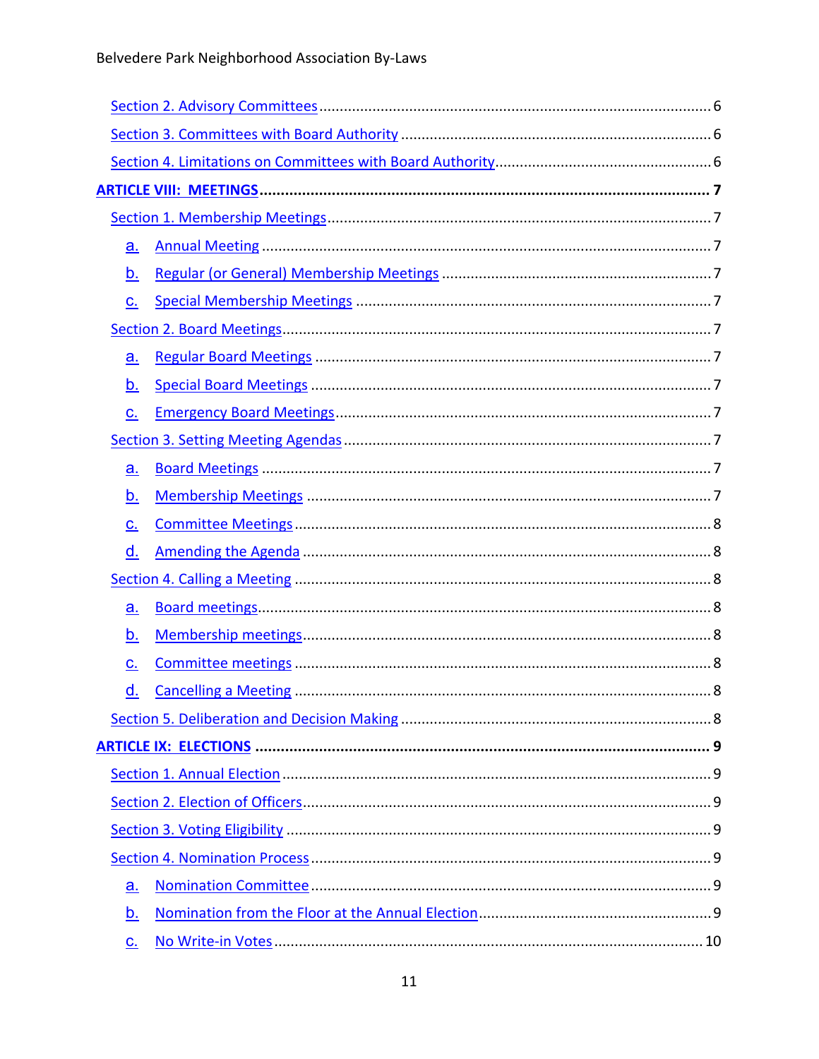Section 2. Advisory Committees ............................................................................................. 6

Section 3. Committees with Board Authority .......................................................................... 6

Section 4. Limitations on Committees with Board Authority ................................................... 6

**ARTICLE VIII: MEETINGS** ......................................................................................................... **7**

Section 1. Membership Meetings ............................................................................................. 7

a. Annual Meeting ........................................................................................................... 7

b. Regular (or General) Membership Meetings ................................................................ 7

c. Special Membership Meetings ..................................................................................... 7

Section 2. Board Meetings ....................................................................................................... 7

a. Regular Board Meetings .............................................................................................. 7

b. Special Board Meetings ............................................................................................... 7

c. Emergency Board Meetings .......................................................................................... 7

Section 3. Setting Meeting Agendas ......................................................................................... 7

a. Board Meetings ........................................................................................................... 7

b. Membership Meetings ................................................................................................. 7

c. Committee Meetings .................................................................................................... 8

d. Amending the Agenda .................................................................................................. 8

Section 4. Calling a Meeting ..................................................................................................... 8

a. Board meetings ............................................................................................................. 8

b. Membership meetings .................................................................................................. 8

c. Committee meetings .................................................................................................... 8

d. Cancelling a Meeting .................................................................................................... 8

Section 5. Deliberation and Decision Making ........................................................................... 8

**ARTICLE IX: ELECTIONS** ........................................................................................................ **9**

Section 1. Annual Election ....................................................................................................... 9

Section 2. Election of Officers ................................................................................................... 9

Section 3. Voting Eligibility ....................................................................................................... 9

Section 4. Nomination Process ................................................................................................. 9

a. Nomination Committee ................................................................................................ 9

b. Nomination from the Floor at the Annual Election ........................................................ 9

c. No Write-in Votes ....................................................................................................... 10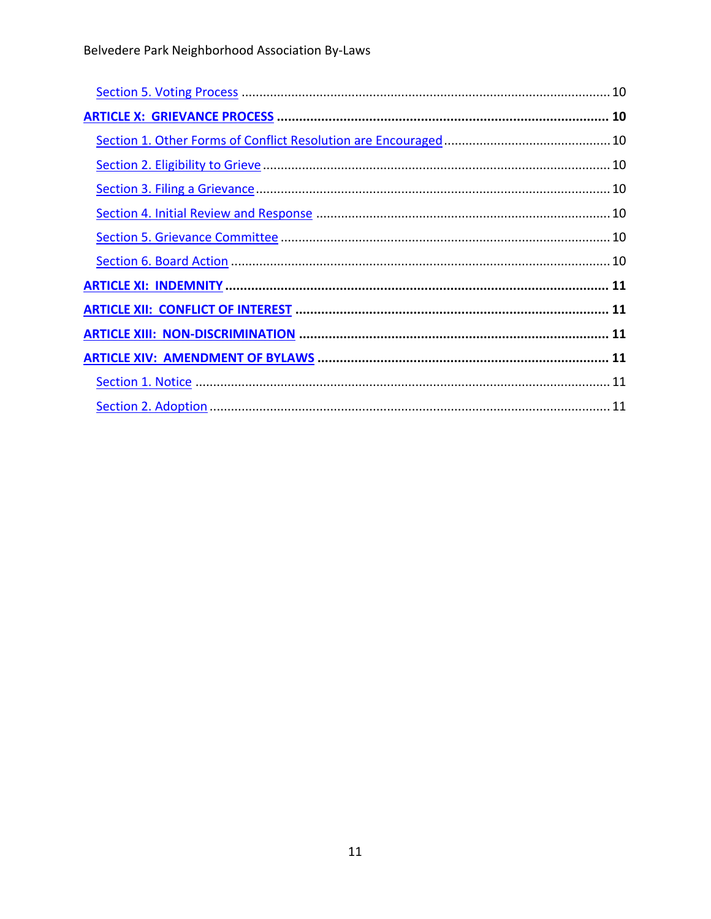Section 5. Voting Process ........................................................................................................ 10

**ARTICLE X: GRIEVANCE PROCESS** ........................................................................................ **10**

Section 1. Other Forms of Conflict Resolution are Encouraged ............................................... 10

Section 2. Eligibility to Grieve ................................................................................................. 10

Section 3. Filing a Grievance ................................................................................................... 10

Section 4. Initial Review and Response .................................................................................. 10

Section 5. Grievance Committee ............................................................................................ 10

Section 6. Board Action .......................................................................................................... 10

**ARTICLE XI: INDEMNITY** ..................................................................................................... **11**

**ARTICLE XII: CONFLICT OF INTEREST** .................................................................................. **11**

**ARTICLE XIII: NON-DISCRIMINATION** .................................................................................. **11**

**ARTICLE XIV: AMENDMENT OF BYLAWS** .............................................................................. **11**

Section 1. Notice ..................................................................................................................... 11

Section 2. Adoption ................................................................................................................. 11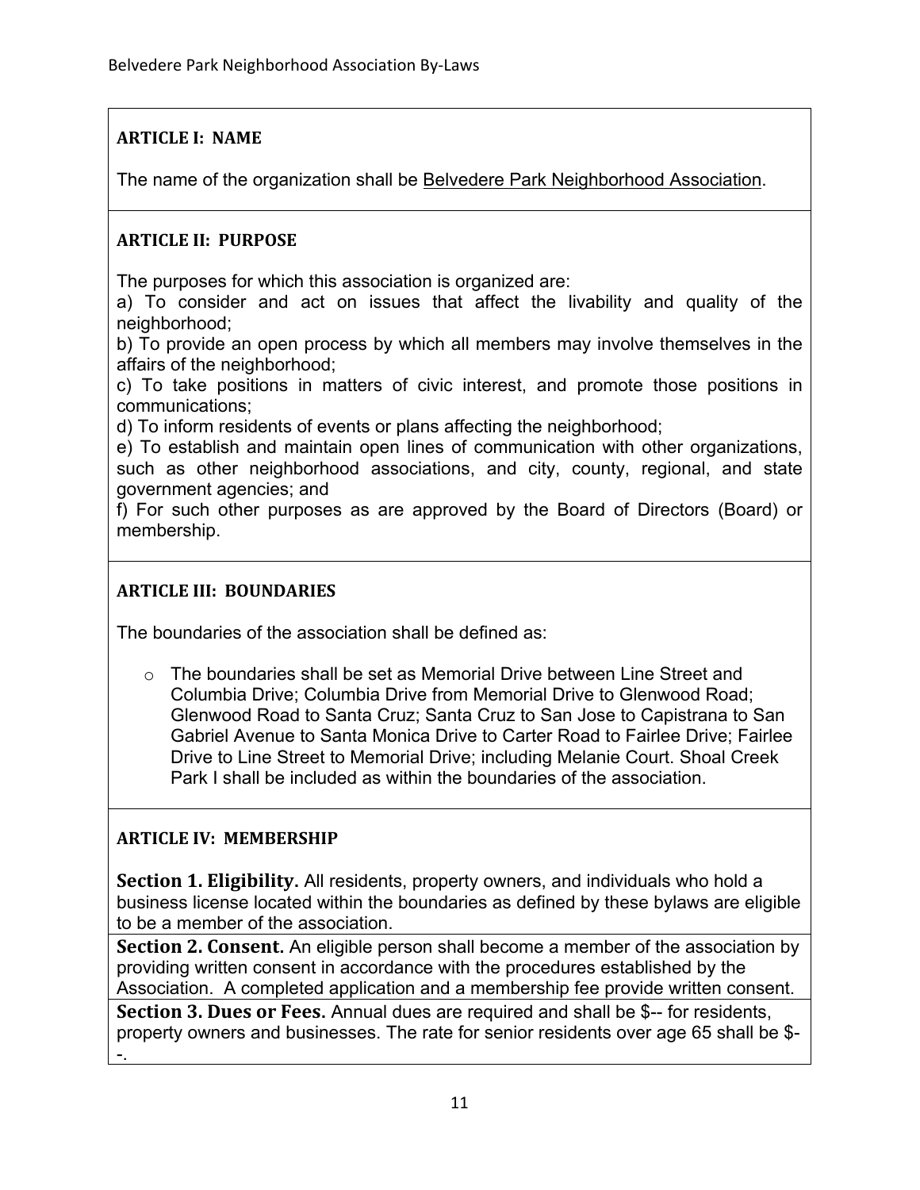## ARTICLE I: NAME

The name of the organization shall be Belvedere Park Neighborhood Association.

## ARTICLE II: PURPOSE

The purposes for which this association is organized are:

a) To consider and act on issues that affect the livability and quality of the neighborhood;

b) To provide an open process by which all members may involve themselves in the affairs of the neighborhood;

c) To take positions in matters of civic interest, and promote those positions in communications;

d) To inform residents of events or plans affecting the neighborhood;

e) To establish and maintain open lines of communication with other organizations, such as other neighborhood associations, and city, county, regional, and state government agencies; and

f) For such other purposes as are approved by the Board of Directors (Board) or membership.

## ARTICLE III: BOUNDARIES

The boundaries of the association shall be defined as:

- The boundaries shall be set as Memorial Drive between Line Street and Columbia Drive; Columbia Drive from Memorial Drive to Glenwood Road; Glenwood Road to Santa Cruz; Santa Cruz to San Jose to Capistrana to San Gabriel Avenue to Santa Monica Drive to Carter Road to Fairlee Drive; Fairlee Drive to Line Street to Memorial Drive; including Melanie Court. Shoal Creek Park I shall be included as within the boundaries of the association.

## ARTICLE IV: MEMBERSHIP

**Section 1. Eligibility.** All residents, property owners, and individuals who hold a business license located within the boundaries as defined by these bylaws are eligible to be a member of the association.

**Section 2. Consent.** An eligible person shall become a member of the association by providing written consent in accordance with the procedures established by the Association. A completed application and a membership fee provide written consent.

**Section 3. Dues or Fees.** Annual dues are required and shall be $-- for residents, property owners and businesses. The rate for senior residents over age 65 shall be $--.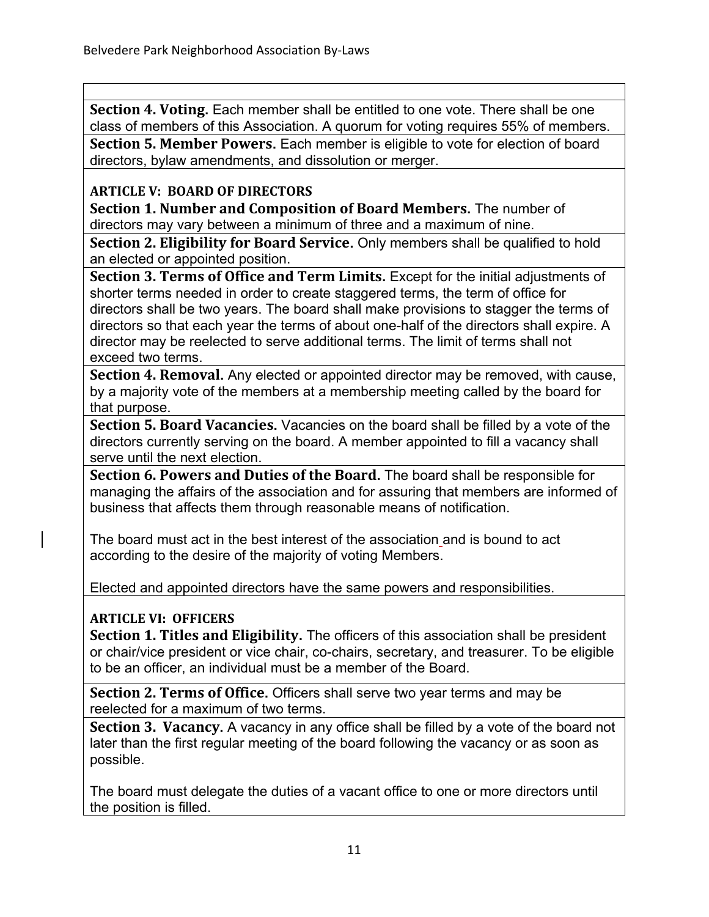**Section 4. Voting.** Each member shall be entitled to one vote. There shall be one class of members of this Association. A quorum for voting requires 55% of members.

**Section 5. Member Powers.** Each member is eligible to vote for election of board directors, bylaw amendments, and dissolution or merger.

## ARTICLE V: BOARD OF DIRECTORS

**Section 1. Number and Composition of Board Members.** The number of directors may vary between a minimum of three and a maximum of nine.

**Section 2. Eligibility for Board Service.** Only members shall be qualified to hold an elected or appointed position.

**Section 3. Terms of Office and Term Limits.** Except for the initial adjustments of shorter terms needed in order to create staggered terms, the term of office for directors shall be two years. The board shall make provisions to stagger the terms of directors so that each year the terms of about one-half of the directors shall expire. A director may be reelected to serve additional terms. The limit of terms shall not exceed two terms.

**Section 4. Removal.** Any elected or appointed director may be removed, with cause, by a majority vote of the members at a membership meeting called by the board for that purpose.

**Section 5. Board Vacancies.** Vacancies on the board shall be filled by a vote of the directors currently serving on the board. A member appointed to fill a vacancy shall serve until the next election.

**Section 6. Powers and Duties of the Board.** The board shall be responsible for managing the affairs of the association and for assuring that members are informed of business that affects them through reasonable means of notification.

The board must act in the best interest of the association and is bound to act according to the desire of the majority of voting Members.

Elected and appointed directors have the same powers and responsibilities.

## ARTICLE VI: OFFICERS

**Section 1. Titles and Eligibility.** The officers of this association shall be president or chair/vice president or vice chair, co-chairs, secretary, and treasurer. To be eligible to be an officer, an individual must be a member of the Board.

**Section 2. Terms of Office.** Officers shall serve two year terms and may be reelected for a maximum of two terms.

**Section 3. Vacancy.** A vacancy in any office shall be filled by a vote of the board not later than the first regular meeting of the board following the vacancy or as soon as possible.

The board must delegate the duties of a vacant office to one or more directors until the position is filled.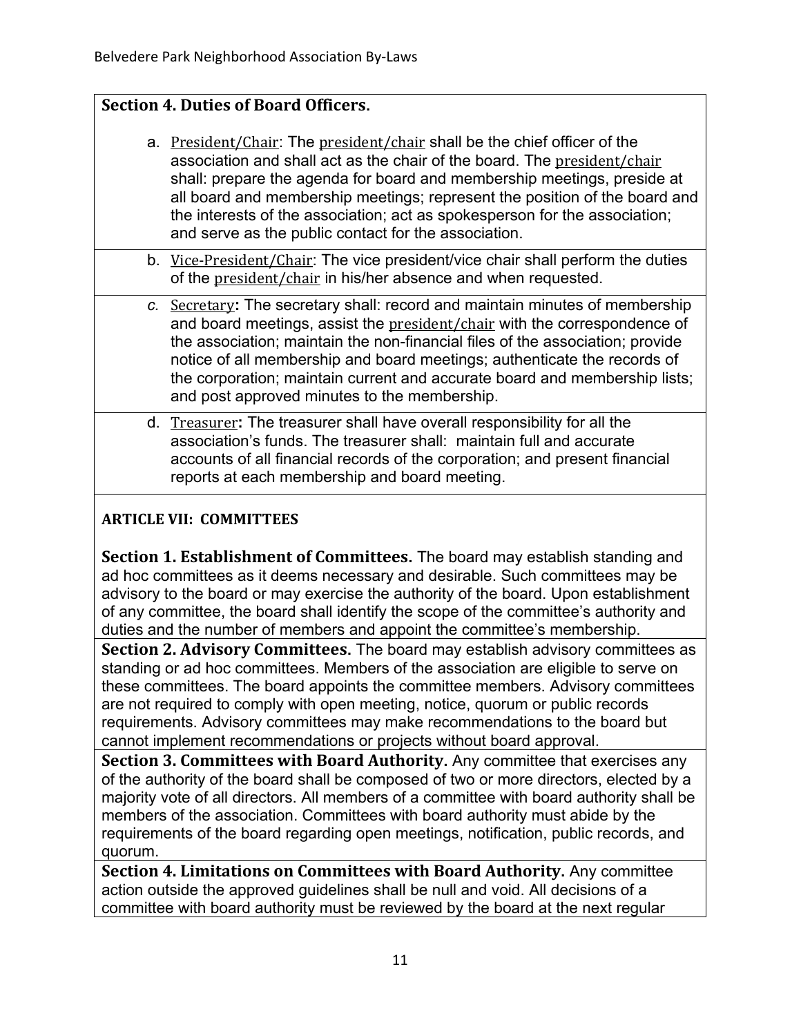### Section 4. Duties of Board Officers.

a. President/Chair: The president/chair shall be the chief officer of the association and shall act as the chair of the board. The president/chair shall: prepare the agenda for board and membership meetings, preside at all board and membership meetings; represent the position of the board and the interests of the association; act as spokesperson for the association; and serve as the public contact for the association.

b. Vice-President/Chair: The vice president/vice chair shall perform the duties of the president/chair in his/her absence and when requested.

*c.* Secretary**:** The secretary shall: record and maintain minutes of membership and board meetings, assist the president/chair with the correspondence of the association; maintain the non-financial files of the association; provide notice of all membership and board meetings; authenticate the records of the corporation; maintain current and accurate board and membership lists; and post approved minutes to the membership.

d. Treasurer**:** The treasurer shall have overall responsibility for all the association's funds. The treasurer shall: maintain full and accurate accounts of all financial records of the corporation; and present financial reports at each membership and board meeting.

## ARTICLE VII: COMMITTEES

**Section 1. Establishment of Committees.** The board may establish standing and ad hoc committees as it deems necessary and desirable. Such committees may be advisory to the board or may exercise the authority of the board. Upon establishment of any committee, the board shall identify the scope of the committee's authority and duties and the number of members and appoint the committee's membership.

**Section 2. Advisory Committees.** The board may establish advisory committees as standing or ad hoc committees. Members of the association are eligible to serve on these committees. The board appoints the committee members. Advisory committees are not required to comply with open meeting, notice, quorum or public records requirements. Advisory committees may make recommendations to the board but cannot implement recommendations or projects without board approval.

**Section 3. Committees with Board Authority.** Any committee that exercises any of the authority of the board shall be composed of two or more directors, elected by a majority vote of all directors. All members of a committee with board authority shall be members of the association. Committees with board authority must abide by the requirements of the board regarding open meetings, notification, public records, and quorum.

**Section 4. Limitations on Committees with Board Authority.** Any committee action outside the approved guidelines shall be null and void. All decisions of a committee with board authority must be reviewed by the board at the next regular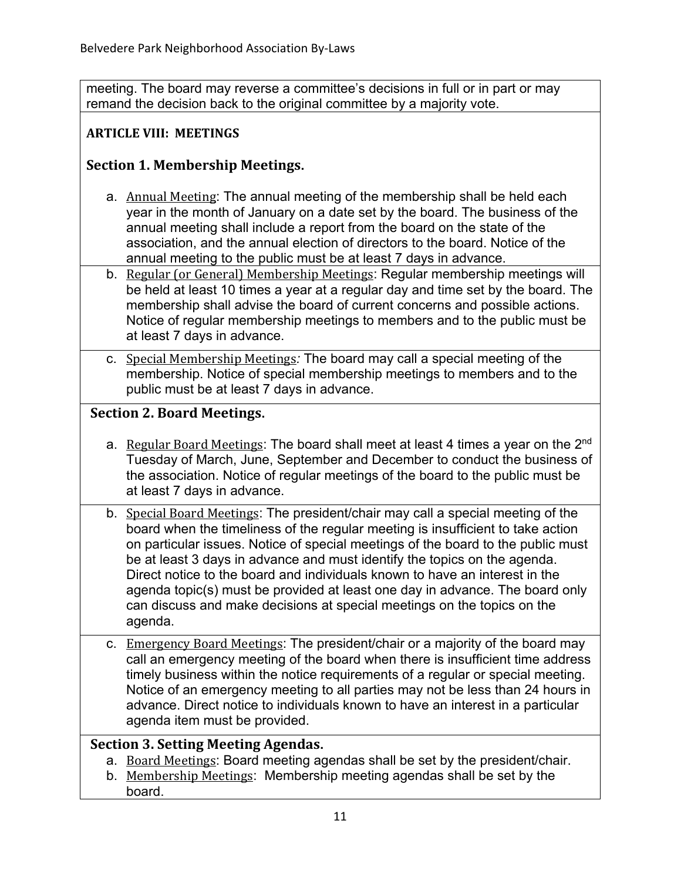meeting. The board may reverse a committee's decisions in full or in part or may remand the decision back to the original committee by a majority vote.

**ARTICLE VIII: MEETINGS**

## Section 1. Membership Meetings.

a. Annual Meeting: The annual meeting of the membership shall be held each year in the month of January on a date set by the board. The business of the annual meeting shall include a report from the board on the state of the association, and the annual election of directors to the board. Notice of the annual meeting to the public must be at least 7 days in advance.

b. Regular (or General) Membership Meetings: Regular membership meetings will be held at least 10 times a year at a regular day and time set by the board. The membership shall advise the board of current concerns and possible actions. Notice of regular membership meetings to members and to the public must be at least 7 days in advance.

c. Special Membership Meetings: The board may call a special meeting of the membership. Notice of special membership meetings to members and to the public must be at least 7 days in advance.

## Section 2. Board Meetings.

a. Regular Board Meetings: The board shall meet at least 4 times a year on the 2nd Tuesday of March, June, September and December to conduct the business of the association. Notice of regular meetings of the board to the public must be at least 7 days in advance.

b. Special Board Meetings: The president/chair may call a special meeting of the board when the timeliness of the regular meeting is insufficient to take action on particular issues. Notice of special meetings of the board to the public must be at least 3 days in advance and must identify the topics on the agenda. Direct notice to the board and individuals known to have an interest in the agenda topic(s) must be provided at least one day in advance. The board only can discuss and make decisions at special meetings on the topics on the agenda.

c. Emergency Board Meetings: The president/chair or a majority of the board may call an emergency meeting of the board when there is insufficient time address timely business within the notice requirements of a regular or special meeting. Notice of an emergency meeting to all parties may not be less than 24 hours in advance. Direct notice to individuals known to have an interest in a particular agenda item must be provided.

## Section 3. Setting Meeting Agendas.

a. Board Meetings: Board meeting agendas shall be set by the president/chair.
b. Membership Meetings: Membership meeting agendas shall be set by the board.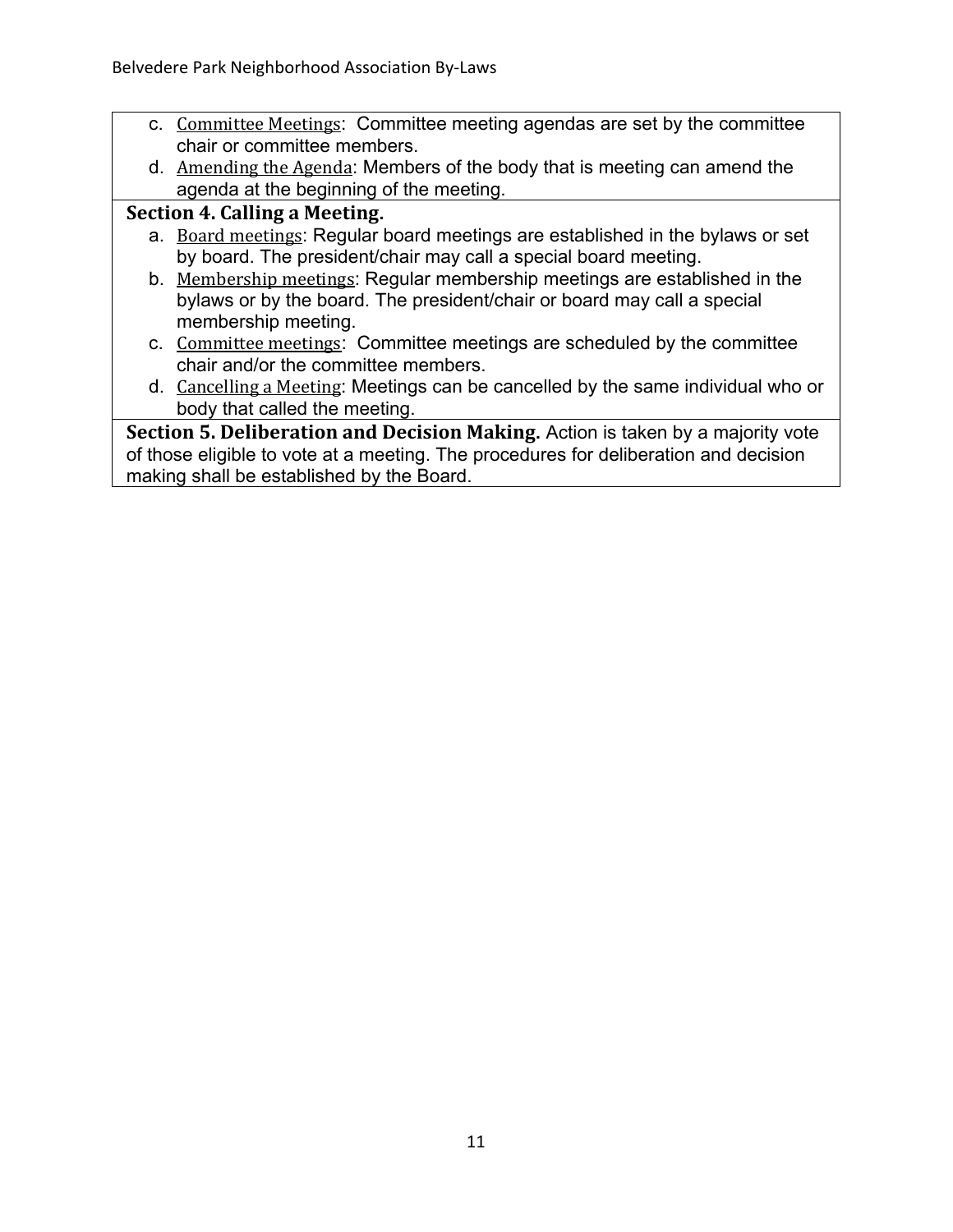c. Committee Meetings: Committee meeting agendas are set by the committee chair or committee members.

d. Amending the Agenda: Members of the body that is meeting can amend the agenda at the beginning of the meeting.

**Section 4. Calling a Meeting.**

a. Board meetings: Regular board meetings are established in the bylaws or set by board. The president/chair may call a special board meeting.

b. Membership meetings: Regular membership meetings are established in the bylaws or by the board. The president/chair or board may call a special membership meeting.

c. Committee meetings: Committee meetings are scheduled by the committee chair and/or the committee members.

d. Cancelling a Meeting: Meetings can be cancelled by the same individual who or body that called the meeting.

**Section 5. Deliberation and Decision Making.** Action is taken by a majority vote of those eligible to vote at a meeting. The procedures for deliberation and decision making shall be established by the Board.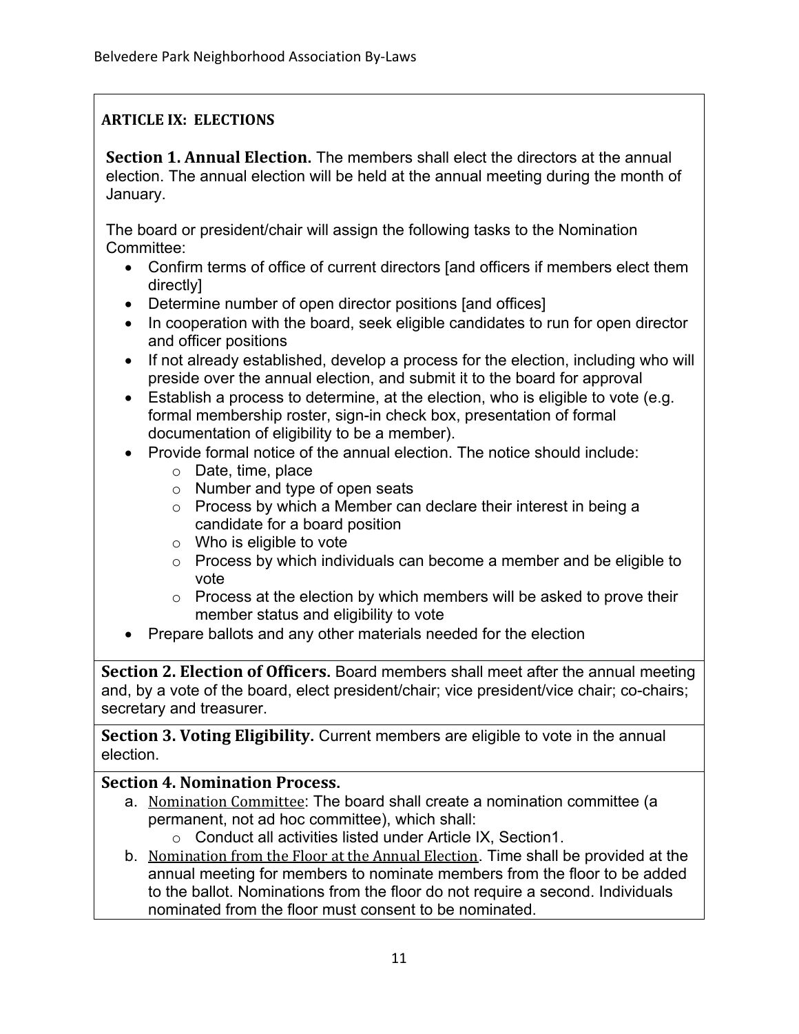## ARTICLE IX: ELECTIONS

**Section 1. Annual Election.** The members shall elect the directors at the annual election. The annual election will be held at the annual meeting during the month of January.

The board or president/chair will assign the following tasks to the Nomination Committee:

- Confirm terms of office of current directors [and officers if members elect them directly]
- Determine number of open director positions [and offices]
- In cooperation with the board, seek eligible candidates to run for open director and officer positions
- If not already established, develop a process for the election, including who will preside over the annual election, and submit it to the board for approval
- Establish a process to determine, at the election, who is eligible to vote (e.g. formal membership roster, sign-in check box, presentation of formal documentation of eligibility to be a member).
- Provide formal notice of the annual election. The notice should include:
    - Date, time, place
    - Number and type of open seats
    - Process by which a Member can declare their interest in being a candidate for a board position
    - Who is eligible to vote
    - Process by which individuals can become a member and be eligible to vote
    - Process at the election by which members will be asked to prove their member status and eligibility to vote
- Prepare ballots and any other materials needed for the election

**Section 2. Election of Officers.** Board members shall meet after the annual meeting and, by a vote of the board, elect president/chair; vice president/vice chair; co-chairs; secretary and treasurer.

**Section 3. Voting Eligibility.** Current members are eligible to vote in the annual election.

**Section 4. Nomination Process.**

a. Nomination Committee: The board shall create a nomination committee (a permanent, not ad hoc committee), which shall:
    - Conduct all activities listed under Article IX, Section1.

b. Nomination from the Floor at the Annual Election. Time shall be provided at the annual meeting for members to nominate members from the floor to be added to the ballot. Nominations from the floor do not require a second. Individuals nominated from the floor must consent to be nominated.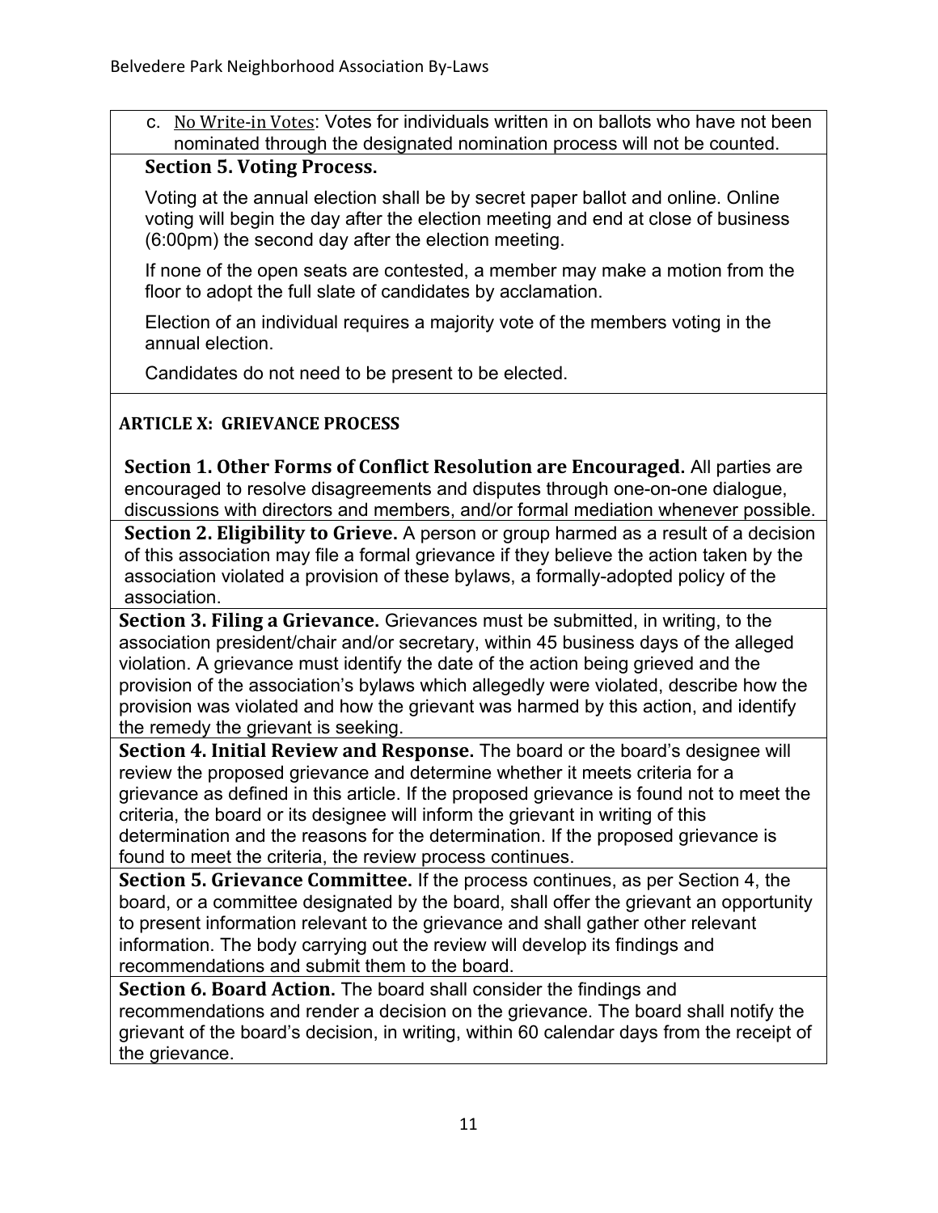c. No Write-in Votes: Votes for individuals written in on ballots who have not been nominated through the designated nomination process will not be counted.

**Section 5. Voting Process.**

Voting at the annual election shall be by secret paper ballot and online. Online voting will begin the day after the election meeting and end at close of business (6:00pm) the second day after the election meeting.

If none of the open seats are contested, a member may make a motion from the floor to adopt the full slate of candidates by acclamation.

Election of an individual requires a majority vote of the members voting in the annual election.

Candidates do not need to be present to be elected.

## ARTICLE X: GRIEVANCE PROCESS

**Section 1. Other Forms of Conflict Resolution are Encouraged.** All parties are encouraged to resolve disagreements and disputes through one-on-one dialogue, discussions with directors and members, and/or formal mediation whenever possible.

**Section 2. Eligibility to Grieve.** A person or group harmed as a result of a decision of this association may file a formal grievance if they believe the action taken by the association violated a provision of these bylaws, a formally-adopted policy of the association.

**Section 3. Filing a Grievance.** Grievances must be submitted, in writing, to the association president/chair and/or secretary, within 45 business days of the alleged violation. A grievance must identify the date of the action being grieved and the provision of the association's bylaws which allegedly were violated, describe how the provision was violated and how the grievant was harmed by this action, and identify the remedy the grievant is seeking.

**Section 4. Initial Review and Response.** The board or the board's designee will review the proposed grievance and determine whether it meets criteria for a grievance as defined in this article. If the proposed grievance is found not to meet the criteria, the board or its designee will inform the grievant in writing of this determination and the reasons for the determination. If the proposed grievance is found to meet the criteria, the review process continues.

**Section 5. Grievance Committee.** If the process continues, as per Section 4, the board, or a committee designated by the board, shall offer the grievant an opportunity to present information relevant to the grievance and shall gather other relevant information. The body carrying out the review will develop its findings and recommendations and submit them to the board.

**Section 6. Board Action.** The board shall consider the findings and recommendations and render a decision on the grievance. The board shall notify the grievant of the board's decision, in writing, within 60 calendar days from the receipt of the grievance.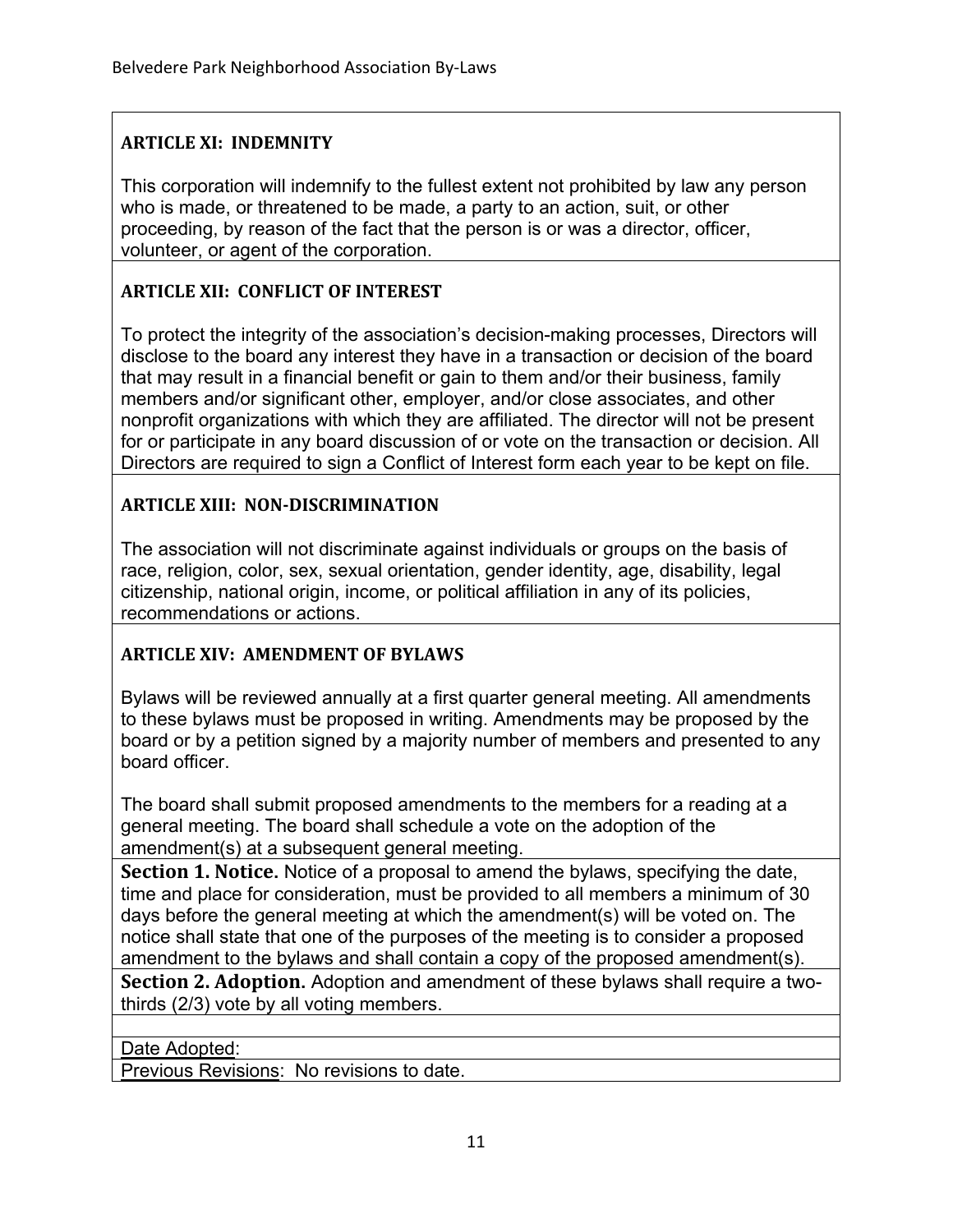## ARTICLE XI: INDEMNITY

This corporation will indemnify to the fullest extent not prohibited by law any person who is made, or threatened to be made, a party to an action, suit, or other proceeding, by reason of the fact that the person is or was a director, officer, volunteer, or agent of the corporation.

## ARTICLE XII: CONFLICT OF INTEREST

To protect the integrity of the association's decision-making processes, Directors will disclose to the board any interest they have in a transaction or decision of the board that may result in a financial benefit or gain to them and/or their business, family members and/or significant other, employer, and/or close associates, and other nonprofit organizations with which they are affiliated. The director will not be present for or participate in any board discussion of or vote on the transaction or decision. All Directors are required to sign a Conflict of Interest form each year to be kept on file.

## ARTICLE XIII: NON-DISCRIMINATION

The association will not discriminate against individuals or groups on the basis of race, religion, color, sex, sexual orientation, gender identity, age, disability, legal citizenship, national origin, income, or political affiliation in any of its policies, recommendations or actions.

## ARTICLE XIV: AMENDMENT OF BYLAWS

Bylaws will be reviewed annually at a first quarter general meeting. All amendments to these bylaws must be proposed in writing. Amendments may be proposed by the board or by a petition signed by a majority number of members and presented to any board officer.

The board shall submit proposed amendments to the members for a reading at a general meeting. The board shall schedule a vote on the adoption of the amendment(s) at a subsequent general meeting.

**Section 1. Notice.** Notice of a proposal to amend the bylaws, specifying the date, time and place for consideration, must be provided to all members a minimum of 30 days before the general meeting at which the amendment(s) will be voted on. The notice shall state that one of the purposes of the meeting is to consider a proposed amendment to the bylaws and shall contain a copy of the proposed amendment(s).

**Section 2. Adoption.** Adoption and amendment of these bylaws shall require a two-thirds (2/3) vote by all voting members.

Date Adopted:

Previous Revisions: No revisions to date.